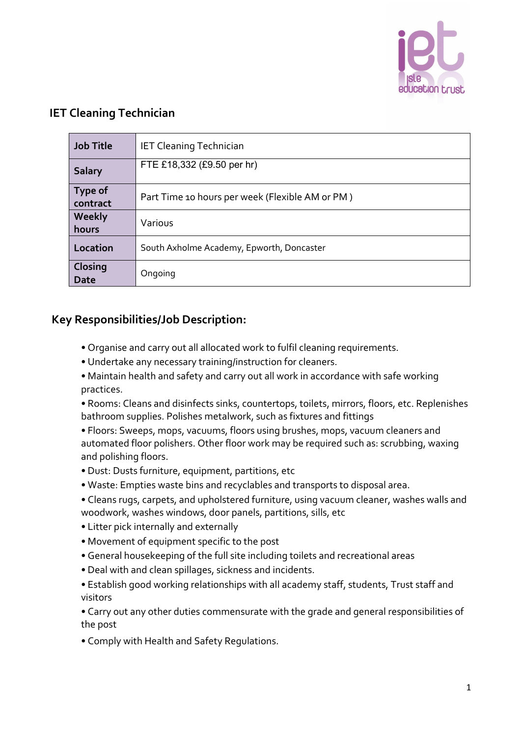## IET Cleaning Technician

| Job Title | IET Cleaning Technician |
|---|---|
| Salary | FTE £18,332 (£9.50 per hr) |
| Type of contract | Part Time 10 hours per week (Flexible AM or PM ) |
| Weekly hours | Various |
| Location | South Axholme Academy, Epworth, Doncaster |
| Closing Date | Ongoing |

## Key Responsibilities/Job Description:

- Organise and carry out all allocated work to fulfil cleaning requirements.
- Undertake any necessary training/instruction for cleaners.
- Maintain health and safety and carry out all work in accordance with safe working practices.
- Rooms: Cleans and disinfects sinks, countertops, toilets, mirrors, floors, etc. Replenishes bathroom supplies. Polishes metalwork, such as fixtures and fittings
- Floors: Sweeps, mops, vacuums, floors using brushes, mops, vacuum cleaners and automated floor polishers. Other floor work may be required such as: scrubbing, waxing and polishing floors.
- Dust: Dusts furniture, equipment, partitions, etc
- Waste: Empties waste bins and recyclables and transports to disposal area.
- Cleans rugs, carpets, and upholstered furniture, using vacuum cleaner, washes walls and woodwork, washes windows, door panels, partitions, sills, etc
- Litter pick internally and externally
- Movement of equipment specific to the post
- General housekeeping of the full site including toilets and recreational areas
- Deal with and clean spillages, sickness and incidents.
- Establish good working relationships with all academy staff, students, Trust staff and visitors
- Carry out any other duties commensurate with the grade and general responsibilities of the post
- Comply with Health and Safety Regulations.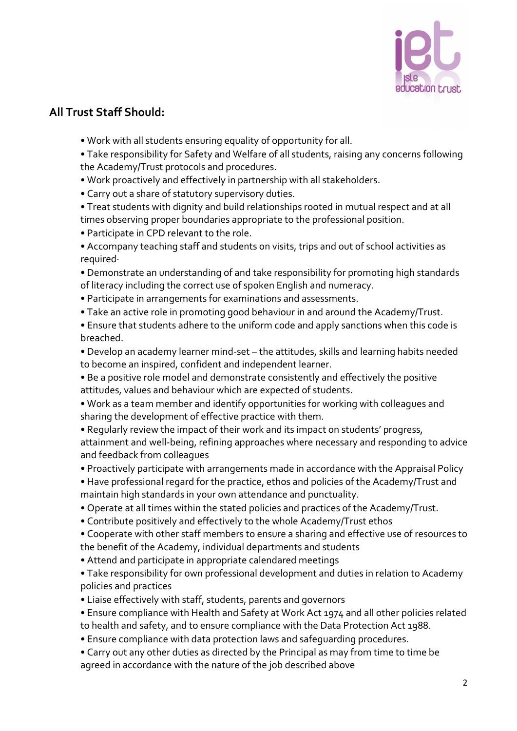## All Trust Staff Should:

- Work with all students ensuring equality of opportunity for all.
- Take responsibility for Safety and Welfare of all students, raising any concerns following the Academy/Trust protocols and procedures.
- Work proactively and effectively in partnership with all stakeholders.
- Carry out a share of statutory supervisory duties.
- Treat students with dignity and build relationships rooted in mutual respect and at all times observing proper boundaries appropriate to the professional position.
- Participate in CPD relevant to the role.
- Accompany teaching staff and students on visits, trips and out of school activities as required·
- Demonstrate an understanding of and take responsibility for promoting high standards of literacy including the correct use of spoken English and numeracy.
- Participate in arrangements for examinations and assessments.
- Take an active role in promoting good behaviour in and around the Academy/Trust.
- Ensure that students adhere to the uniform code and apply sanctions when this code is breached.
- Develop an academy learner mind-set – the attitudes, skills and learning habits needed to become an inspired, confident and independent learner.
- Be a positive role model and demonstrate consistently and effectively the positive attitudes, values and behaviour which are expected of students.
- Work as a team member and identify opportunities for working with colleagues and sharing the development of effective practice with them.
- Regularly review the impact of their work and its impact on students' progress, attainment and well-being, refining approaches where necessary and responding to advice and feedback from colleagues
- Proactively participate with arrangements made in accordance with the Appraisal Policy
- Have professional regard for the practice, ethos and policies of the Academy/Trust and maintain high standards in your own attendance and punctuality.
- Operate at all times within the stated policies and practices of the Academy/Trust.
- Contribute positively and effectively to the whole Academy/Trust ethos
- Cooperate with other staff members to ensure a sharing and effective use of resources to the benefit of the Academy, individual departments and students
- Attend and participate in appropriate calendared meetings
- Take responsibility for own professional development and duties in relation to Academy policies and practices
- Liaise effectively with staff, students, parents and governors
- Ensure compliance with Health and Safety at Work Act 1974 and all other policies related to health and safety, and to ensure compliance with the Data Protection Act 1988.
- Ensure compliance with data protection laws and safeguarding procedures.
- Carry out any other duties as directed by the Principal as may from time to time be agreed in accordance with the nature of the job described above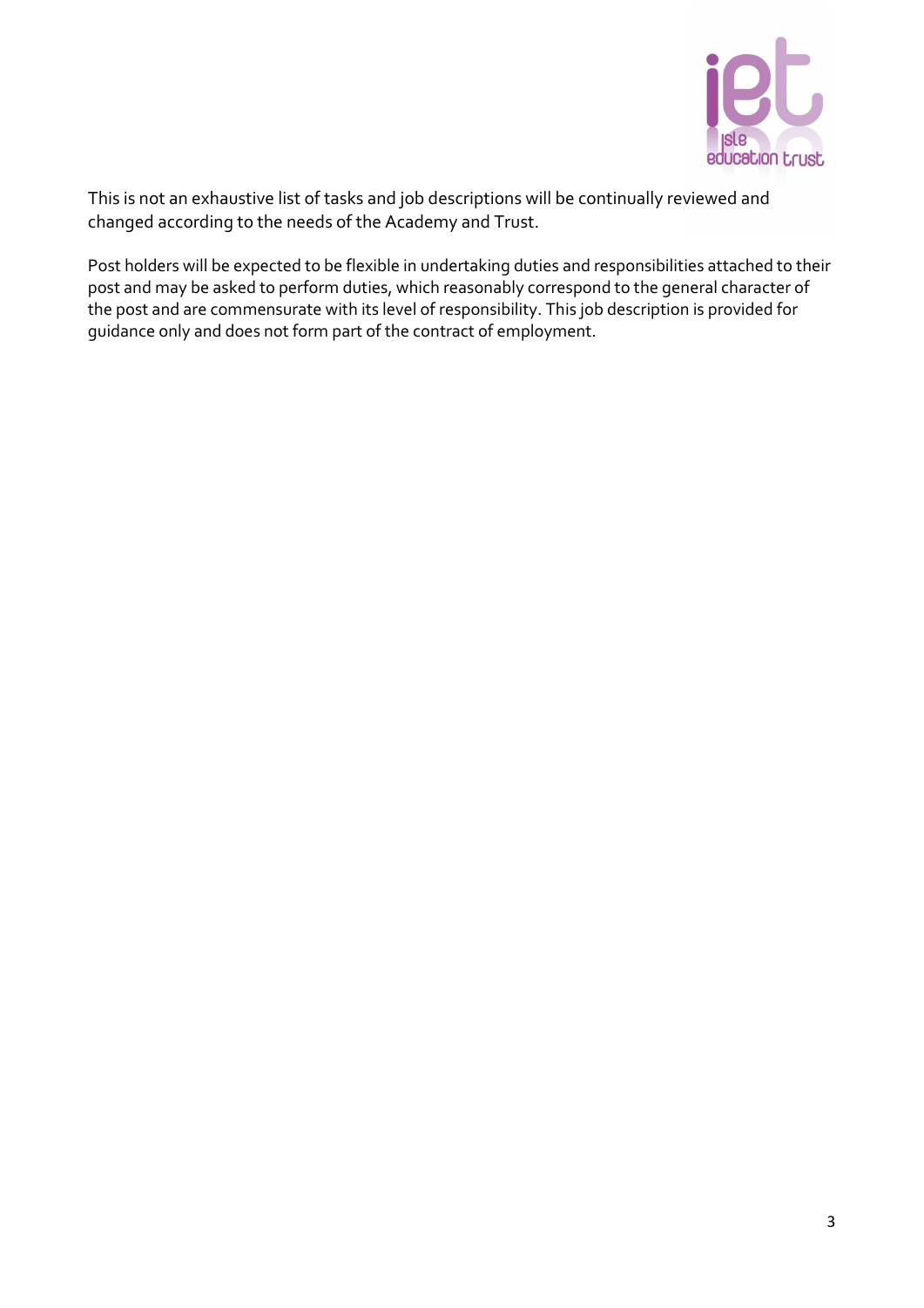This is not an exhaustive list of tasks and job descriptions will be continually reviewed and changed according to the needs of the Academy and Trust.

Post holders will be expected to be flexible in undertaking duties and responsibilities attached to their post and may be asked to perform duties, which reasonably correspond to the general character of the post and are commensurate with its level of responsibility. This job description is provided for guidance only and does not form part of the contract of employment.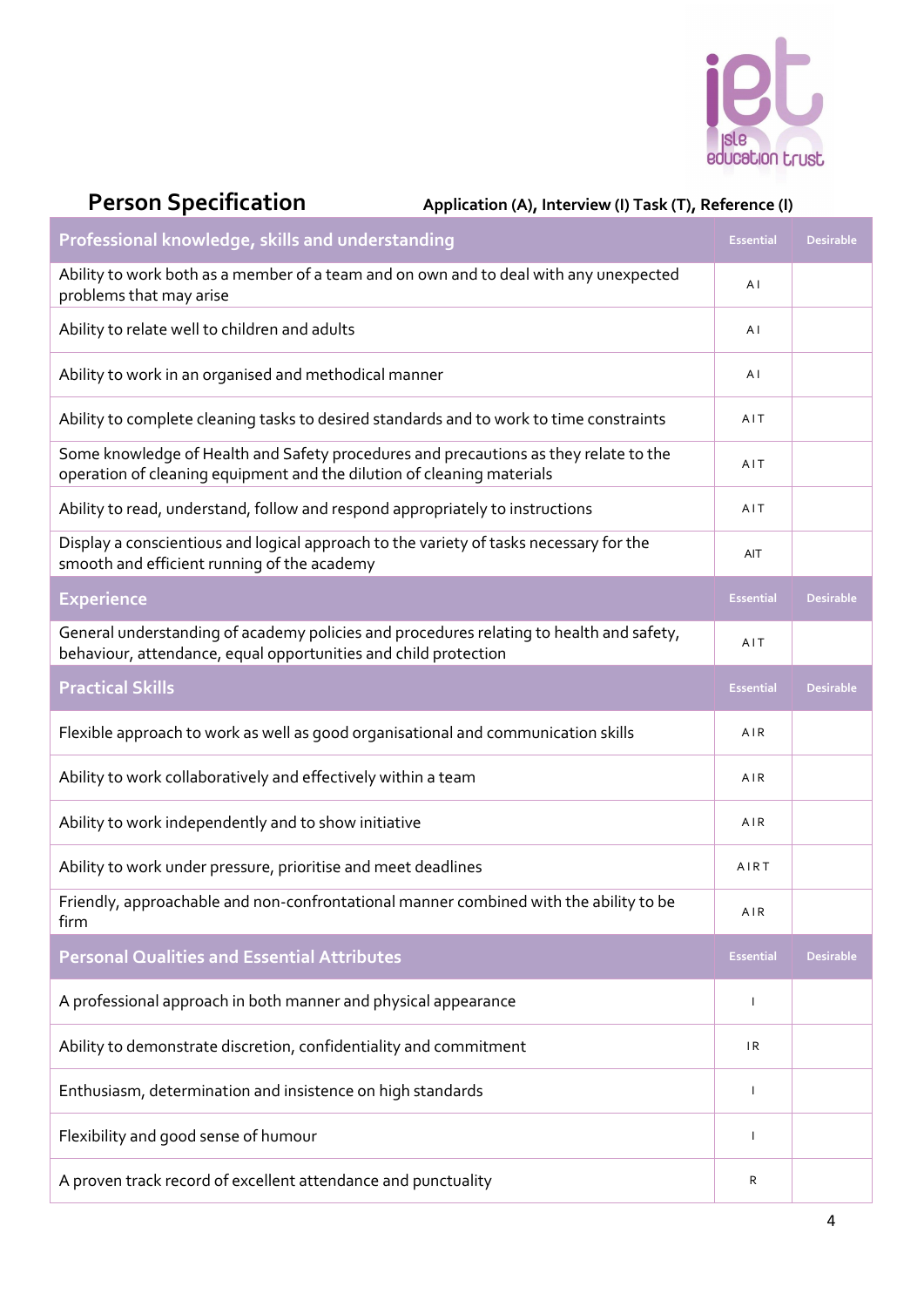# Person Specification

**Application (A), Interview (I) Task (T), Reference (I)**

| Professional knowledge, skills and understanding | Essential | Desirable |
|---|---|---|
| Ability to work both as a member of a team and on own and to deal with any unexpected problems that may arise | A I | |
| Ability to relate well to children and adults | A I | |
| Ability to work in an organised and methodical manner | A I | |
| Ability to complete cleaning tasks to desired standards and to work to time constraints | A I T | |
| Some knowledge of Health and Safety procedures and precautions as they relate to the operation of cleaning equipment and the dilution of cleaning materials | A I T | |
| Ability to read, understand, follow and respond appropriately to instructions | A I T | |
| Display a conscientious and logical approach to the variety of tasks necessary for the smooth and efficient running of the academy | AIT | |
| **Experience** | **Essential** | **Desirable** |
| General understanding of academy policies and procedures relating to health and safety, behaviour, attendance, equal opportunities and child protection | A I T | |
| **Practical Skills** | **Essential** | **Desirable** |
| Flexible approach to work as well as good organisational and communication skills | A I R | |
| Ability to work collaboratively and effectively within a team | A I R | |
| Ability to work independently and to show initiative | A I R | |
| Ability to work under pressure, prioritise and meet deadlines | A I R T | |
| Friendly, approachable and non-confrontational manner combined with the ability to be firm | A I R | |
| **Personal Qualities and Essential Attributes** | **Essential** | **Desirable** |
| A professional approach in both manner and physical appearance | I | |
| Ability to demonstrate discretion, confidentiality and commitment | I R | |
| Enthusiasm, determination and insistence on high standards | I | |
| Flexibility and good sense of humour | I | |
| A proven track record of excellent attendance and punctuality | R | |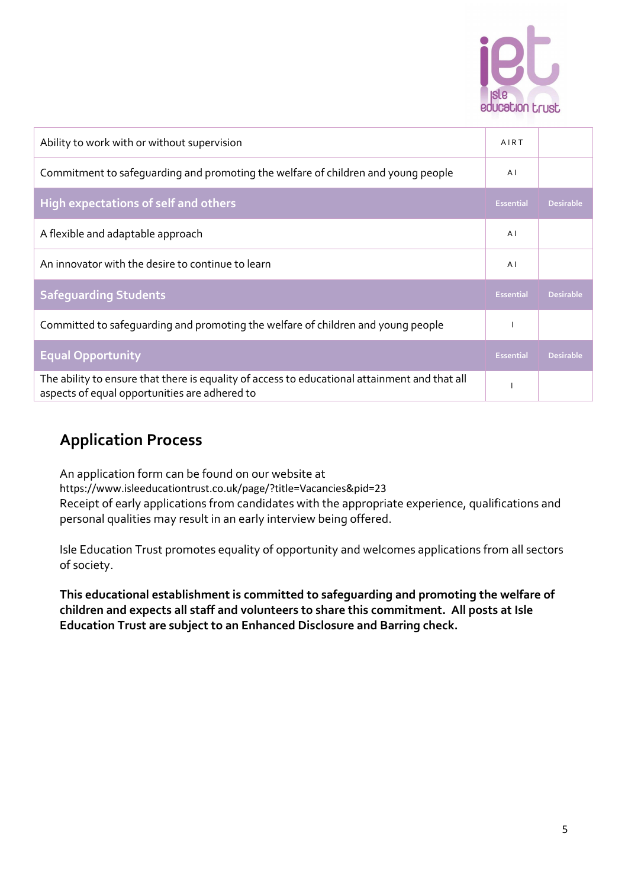| | | |
|---|---|---|
| Ability to work with or without supervision | A I R T | |
| Commitment to safeguarding and promoting the welfare of children and young people | A I | |
| **High expectations of self and others** | **Essential** | **Desirable** |
| A flexible and adaptable approach | A I | |
| An innovator with the desire to continue to learn | A I | |
| **Safeguarding Students** | **Essential** | **Desirable** |
| Committed to safeguarding and promoting the welfare of children and young people | I | |
| **Equal Opportunity** | **Essential** | **Desirable** |
| The ability to ensure that there is equality of access to educational attainment and that all aspects of equal opportunities are adhered to | I | |

## Application Process

An application form can be found on our website at
https://www.isleeducationtrust.co.uk/page/?title=Vacancies&pid=23
Receipt of early applications from candidates with the appropriate experience, qualifications and personal qualities may result in an early interview being offered.

Isle Education Trust promotes equality of opportunity and welcomes applications from all sectors of society.

**This educational establishment is committed to safeguarding and promoting the welfare of children and expects all staff and volunteers to share this commitment. All posts at Isle Education Trust are subject to an Enhanced Disclosure and Barring check.**